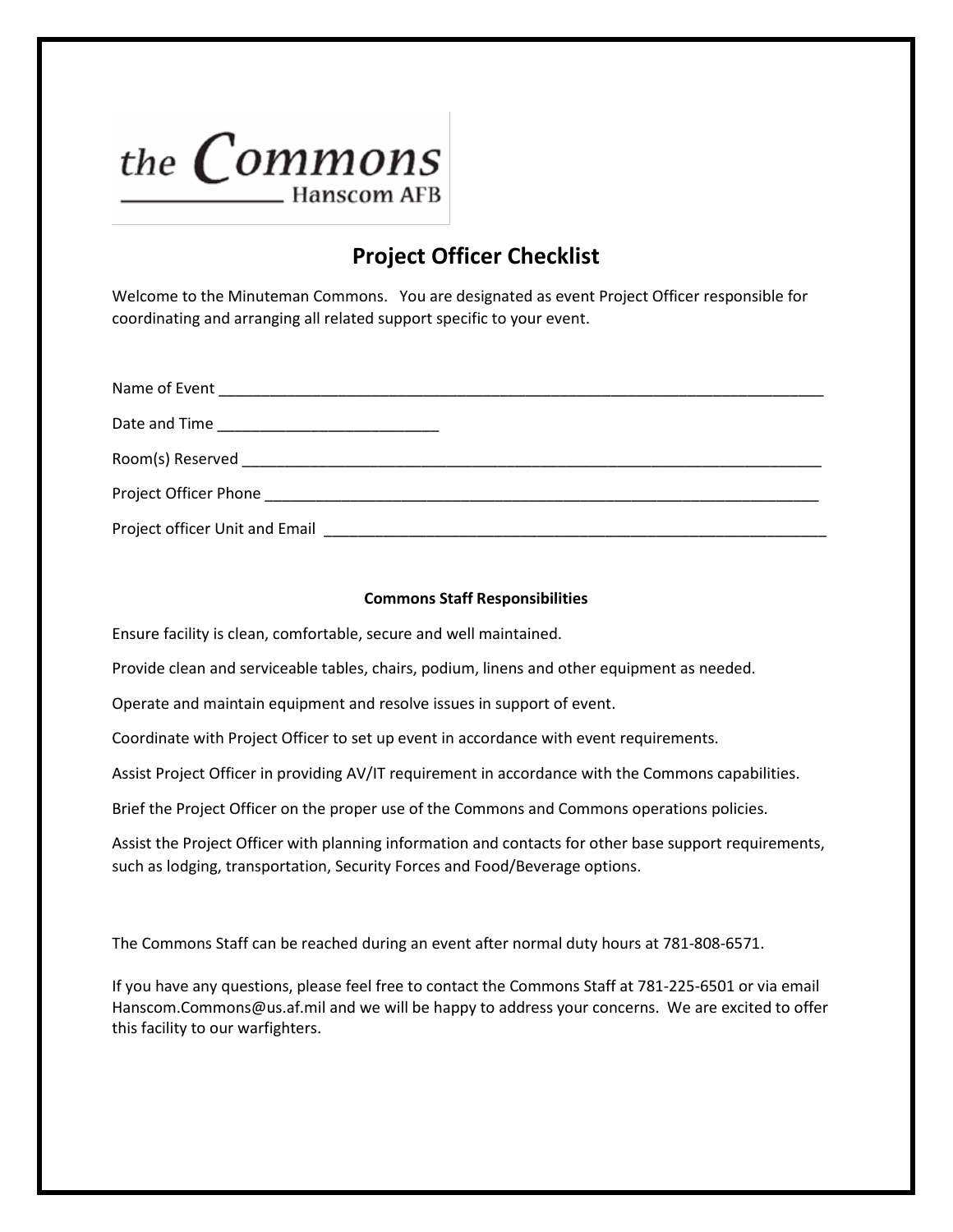the Commons
Hanscom AFB

# Project Officer Checklist

Welcome to the Minuteman Commons. You are designated as event Project Officer responsible for coordinating and arranging all related support specific to your event.

Name of Event ___________________________________________________________________________

Date and Time __________________________

Room(s) Reserved _______________________________________________________________________

Project Officer Phone ____________________________________________________________________

Project officer Unit and Email ______________________________________________________________

**Commons Staff Responsibilities**

Ensure facility is clean, comfortable, secure and well maintained.

Provide clean and serviceable tables, chairs, podium, linens and other equipment as needed.

Operate and maintain equipment and resolve issues in support of event.

Coordinate with Project Officer to set up event in accordance with event requirements.

Assist Project Officer in providing AV/IT requirement in accordance with the Commons capabilities.

Brief the Project Officer on the proper use of the Commons and Commons operations policies.

Assist the Project Officer with planning information and contacts for other base support requirements, such as lodging, transportation, Security Forces and Food/Beverage options.

The Commons Staff can be reached during an event after normal duty hours at 781-808-6571.

If you have any questions, please feel free to contact the Commons Staff at 781-225-6501 or via email Hanscom.Commons@us.af.mil and we will be happy to address your concerns. We are excited to offer this facility to our warfighters.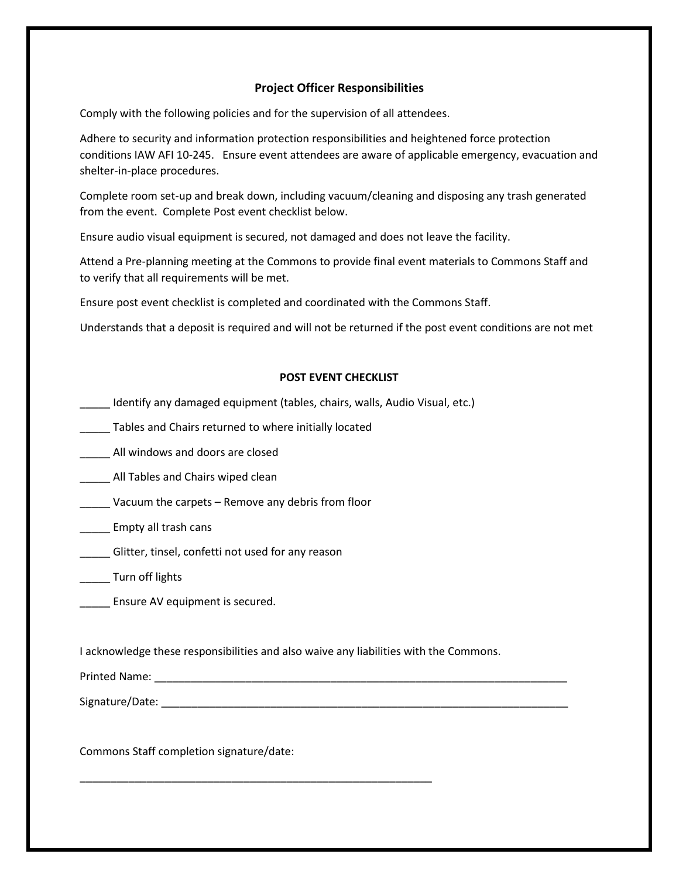## Project Officer Responsibilities

Comply with the following policies and for the supervision of all attendees.

Adhere to security and information protection responsibilities and heightened force protection conditions IAW AFI 10-245. Ensure event attendees are aware of applicable emergency, evacuation and shelter-in-place procedures.

Complete room set-up and break down, including vacuum/cleaning and disposing any trash generated from the event. Complete Post event checklist below.

Ensure audio visual equipment is secured, not damaged and does not leave the facility.

Attend a Pre-planning meeting at the Commons to provide final event materials to Commons Staff and to verify that all requirements will be met.

Ensure post event checklist is completed and coordinated with the Commons Staff.

Understands that a deposit is required and will not be returned if the post event conditions are not met

### POST EVENT CHECKLIST

_____ Identify any damaged equipment (tables, chairs, walls, Audio Visual, etc.)

_____ Tables and Chairs returned to where initially located

_____ All windows and doors are closed

_____ All Tables and Chairs wiped clean

_____ Vacuum the carpets – Remove any debris from floor

_____ Empty all trash cans

_____ Glitter, tinsel, confetti not used for any reason

_____ Turn off lights

_____ Ensure AV equipment is secured.

I acknowledge these responsibilities and also waive any liabilities with the Commons.

Printed Name: ________________________________________________________________________

Signature/Date: ______________________________________________________________________

Commons Staff completion signature/date:

______________________________________________________________